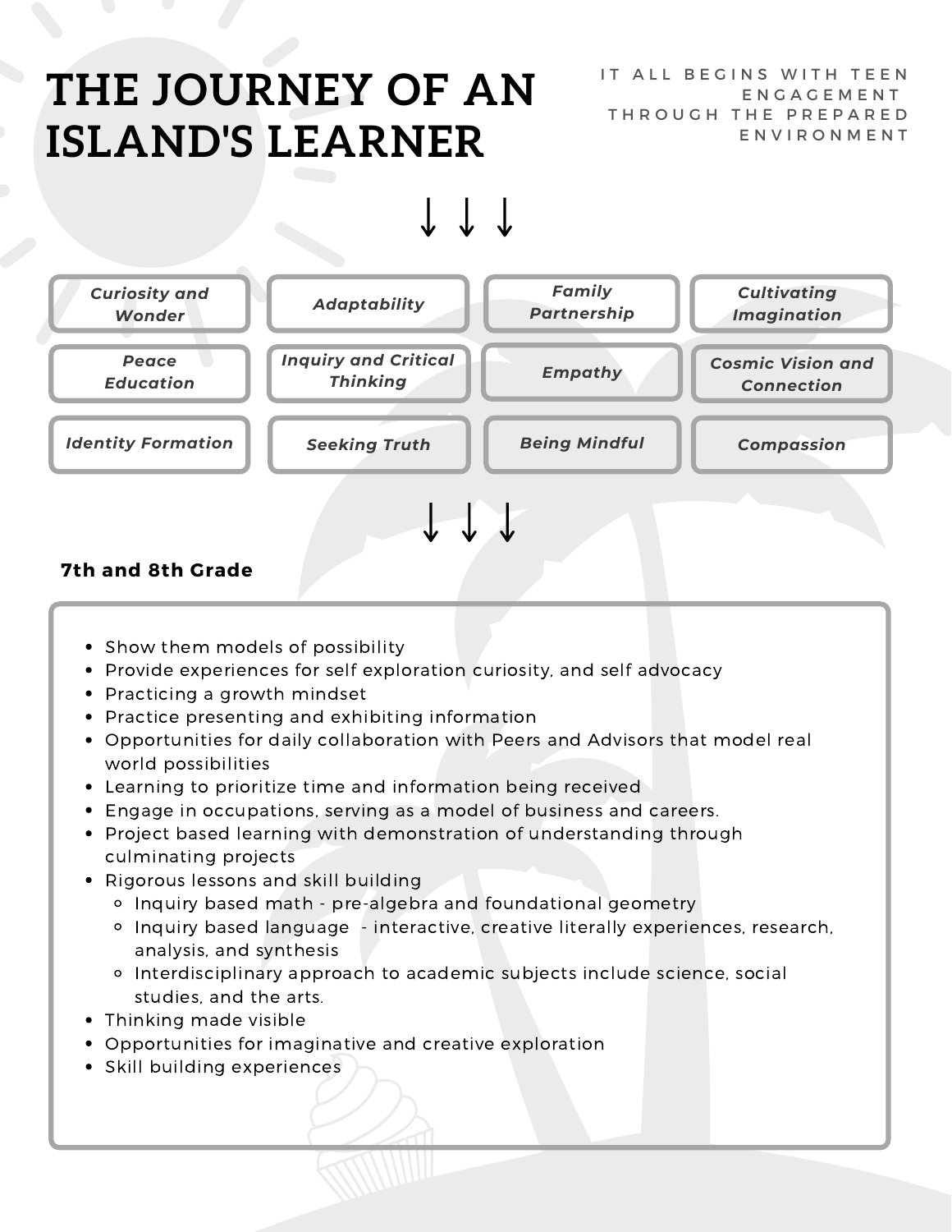# THE JOURNEY OF AN ISLAND'S LEARNER

IT ALL BEGINS WITH TEEN ENGAGEMENT THROUGH THE PREPARED ENVIRONMENT

↓ ↓ ↓

| | | | |
|---|---|---|---|
| *Curiosity and Wonder* | *Adaptability* | *Family Partnership* | *Cultivating Imagination* |
| *Peace Education* | *Inquiry and Critical Thinking* | *Empathy* | *Cosmic Vision and Connection* |
| *Identity Formation* | *Seeking Truth* | *Being Mindful* | *Compassion* |

↓ ↓ ↓

**7th and 8th Grade**

- Show them models of possibility
- Provide experiences for self exploration curiosity, and self advocacy
- Practicing a growth mindset
- Practice presenting and exhibiting information
- Opportunities for daily collaboration with Peers and Advisors that model real world possibilities
- Learning to prioritize time and information being received
- Engage in occupations, serving as a model of business and careers.
- Project based learning with demonstration of understanding through culminating projects
- Rigorous lessons and skill building
  - Inquiry based math - pre-algebra and foundational geometry
  - Inquiry based language - interactive, creative literally experiences, research, analysis, and synthesis
  - Interdisciplinary approach to academic subjects include science, social studies, and the arts.
- Thinking made visible
- Opportunities for imaginative and creative exploration
- Skill building experiences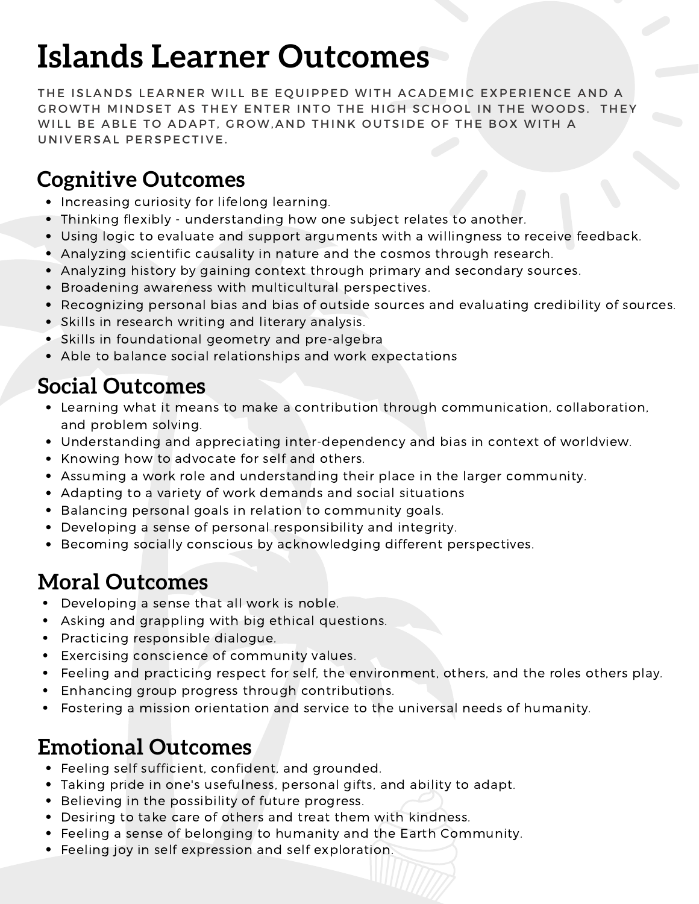# Islands Learner Outcomes

THE ISLANDS LEARNER WILL BE EQUIPPED WITH ACADEMIC EXPERIENCE AND A GROWTH MINDSET AS THEY ENTER INTO THE HIGH SCHOOL IN THE WOODS. THEY WILL BE ABLE TO ADAPT, GROW,AND THINK OUTSIDE OF THE BOX WITH A UNIVERSAL PERSPECTIVE.

## Cognitive Outcomes

- Increasing curiosity for lifelong learning.
- Thinking flexibly - understanding how one subject relates to another.
- Using logic to evaluate and support arguments with a willingness to receive feedback.
- Analyzing scientific causality in nature and the cosmos through research.
- Analyzing history by gaining context through primary and secondary sources.
- Broadening awareness with multicultural perspectives.
- Recognizing personal bias and bias of outside sources and evaluating credibility of sources.
- Skills in research writing and literary analysis.
- Skills in foundational geometry and pre-algebra
- Able to balance social relationships and work expectations

## Social Outcomes

- Learning what it means to make a contribution through communication, collaboration, and problem solving.
- Understanding and appreciating inter-dependency and bias in context of worldview.
- Knowing how to advocate for self and others.
- Assuming a work role and understanding their place in the larger community.
- Adapting to a variety of work demands and social situations
- Balancing personal goals in relation to community goals.
- Developing a sense of personal responsibility and integrity.
- Becoming socially conscious by acknowledging different perspectives.

## Moral Outcomes

- Developing a sense that all work is noble.
- Asking and grappling with big ethical questions.
- Practicing responsible dialogue.
- Exercising conscience of community values.
- Feeling and practicing respect for self, the environment, others, and the roles others play.
- Enhancing group progress through contributions.
- Fostering a mission orientation and service to the universal needs of humanity.

## Emotional Outcomes

- Feeling self sufficient, confident, and grounded.
- Taking pride in one's usefulness, personal gifts, and ability to adapt.
- Believing in the possibility of future progress.
- Desiring to take care of others and treat them with kindness.
- Feeling a sense of belonging to humanity and the Earth Community.
- Feeling joy in self expression and self exploration.